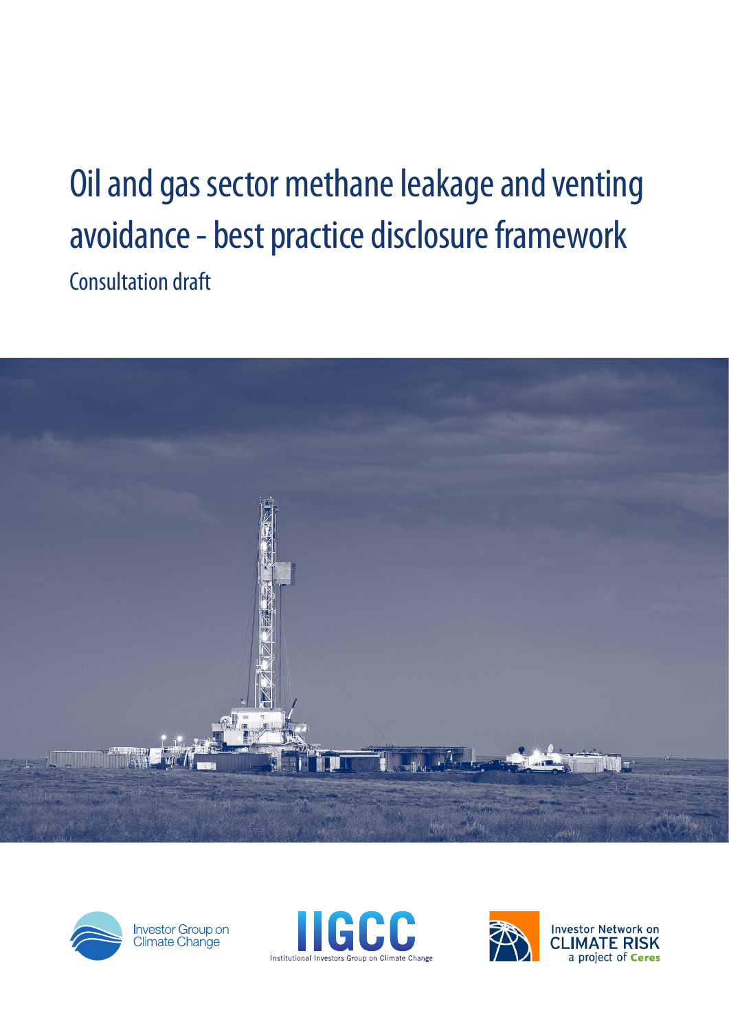# Oil and gas sector methane leakage and venting avoidance - best practice disclosure framework

Consultation draft

Investor Group on Climate Change

IIGCC

Institutional Investors Group on Climate Change

Investor Network on CLIMATE RISK a project of Ceres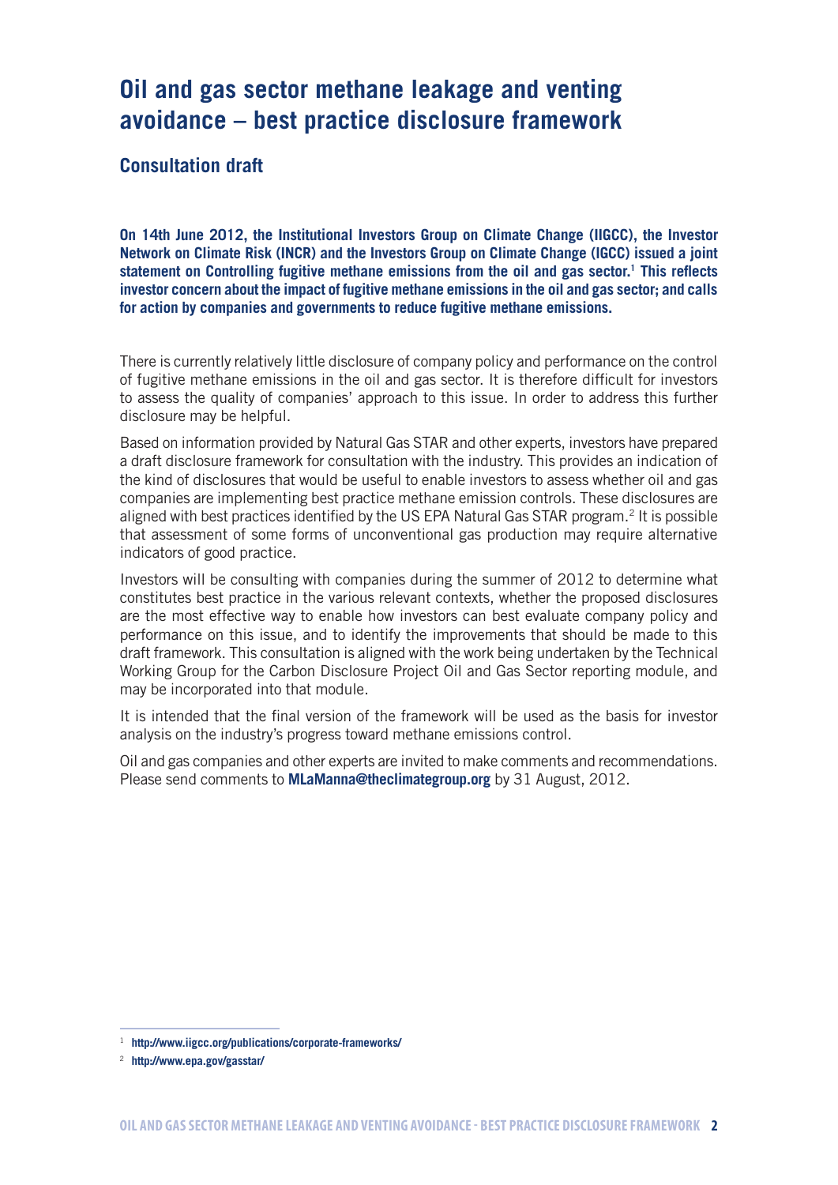# Oil and gas sector methane leakage and venting avoidance – best practice disclosure framework

## Consultation draft

**On 14th June 2012, the Institutional Investors Group on Climate Change (IIGCC), the Investor Network on Climate Risk (INCR) and the Investors Group on Climate Change (IGCC) issued a joint statement on Controlling fugitive methane emissions from the oil and gas sector.[1] This reflects investor concern about the impact of fugitive methane emissions in the oil and gas sector; and calls for action by companies and governments to reduce fugitive methane emissions.**

There is currently relatively little disclosure of company policy and performance on the control of fugitive methane emissions in the oil and gas sector. It is therefore difficult for investors to assess the quality of companies' approach to this issue. In order to address this further disclosure may be helpful.

Based on information provided by Natural Gas STAR and other experts, investors have prepared a draft disclosure framework for consultation with the industry. This provides an indication of the kind of disclosures that would be useful to enable investors to assess whether oil and gas companies are implementing best practice methane emission controls. These disclosures are aligned with best practices identified by the US EPA Natural Gas STAR program.[2] It is possible that assessment of some forms of unconventional gas production may require alternative indicators of good practice.

Investors will be consulting with companies during the summer of 2012 to determine what constitutes best practice in the various relevant contexts, whether the proposed disclosures are the most effective way to enable how investors can best evaluate company policy and performance on this issue, and to identify the improvements that should be made to this draft framework. This consultation is aligned with the work being undertaken by the Technical Working Group for the Carbon Disclosure Project Oil and Gas Sector reporting module, and may be incorporated into that module.

It is intended that the final version of the framework will be used as the basis for investor analysis on the industry's progress toward methane emissions control.

Oil and gas companies and other experts are invited to make comments and recommendations. Please send comments to **MLaManna@theclimategroup.org** by 31 August, 2012.

---

[1] http://www.iigcc.org/publications/corporate-frameworks/

[2] http://www.epa.gov/gasstar/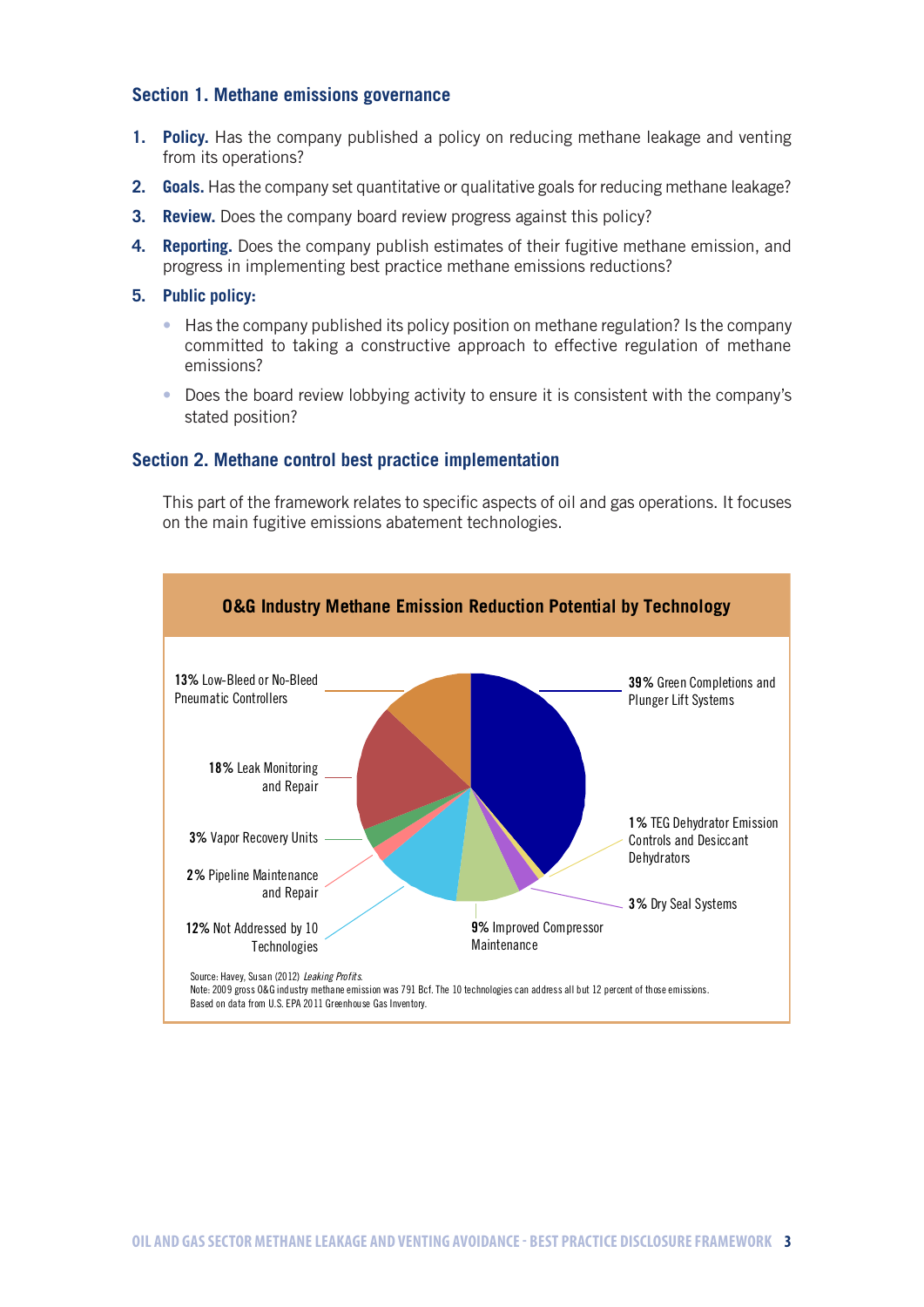### Section 1. Methane emissions governance

1. **Policy.** Has the company published a policy on reducing methane leakage and venting from its operations?
2. **Goals.** Has the company set quantitative or qualitative goals for reducing methane leakage?
3. **Review.** Does the company board review progress against this policy?
4. **Reporting.** Does the company publish estimates of their fugitive methane emission, and progress in implementing best practice methane emissions reductions?
5. **Public policy:**
   - Has the company published its policy position on methane regulation? Is the company committed to taking a constructive approach to effective regulation of methane emissions?
   - Does the board review lobbying activity to ensure it is consistent with the company's stated position?

### Section 2. Methane control best practice implementation

This part of the framework relates to specific aspects of oil and gas operations. It focuses on the main fugitive emissions abatement technologies.

**O&G Industry Methane Emission Reduction Potential by Technology**

- **39%** Green Completions and Plunger Lift Systems
- **1%** TEG Dehydrator Emission Controls and Desiccant Dehydrators
- **3%** Dry Seal Systems
- **9%** Improved Compressor Maintenance
- **12%** Not Addressed by 10 Technologies
- **2%** Pipeline Maintenance and Repair
- **3%** Vapor Recovery Units
- **18%** Leak Monitoring and Repair
- **13%** Low-Bleed or No-Bleed Pneumatic Controllers

Source: Havey, Susan (2012) *Leaking Profits*.
Note: 2009 gross O&G industry methane emission was 791 Bcf. The 10 technologies can address all but 12 percent of those emissions. Based on data from U.S. EPA 2011 Greenhouse Gas Inventory.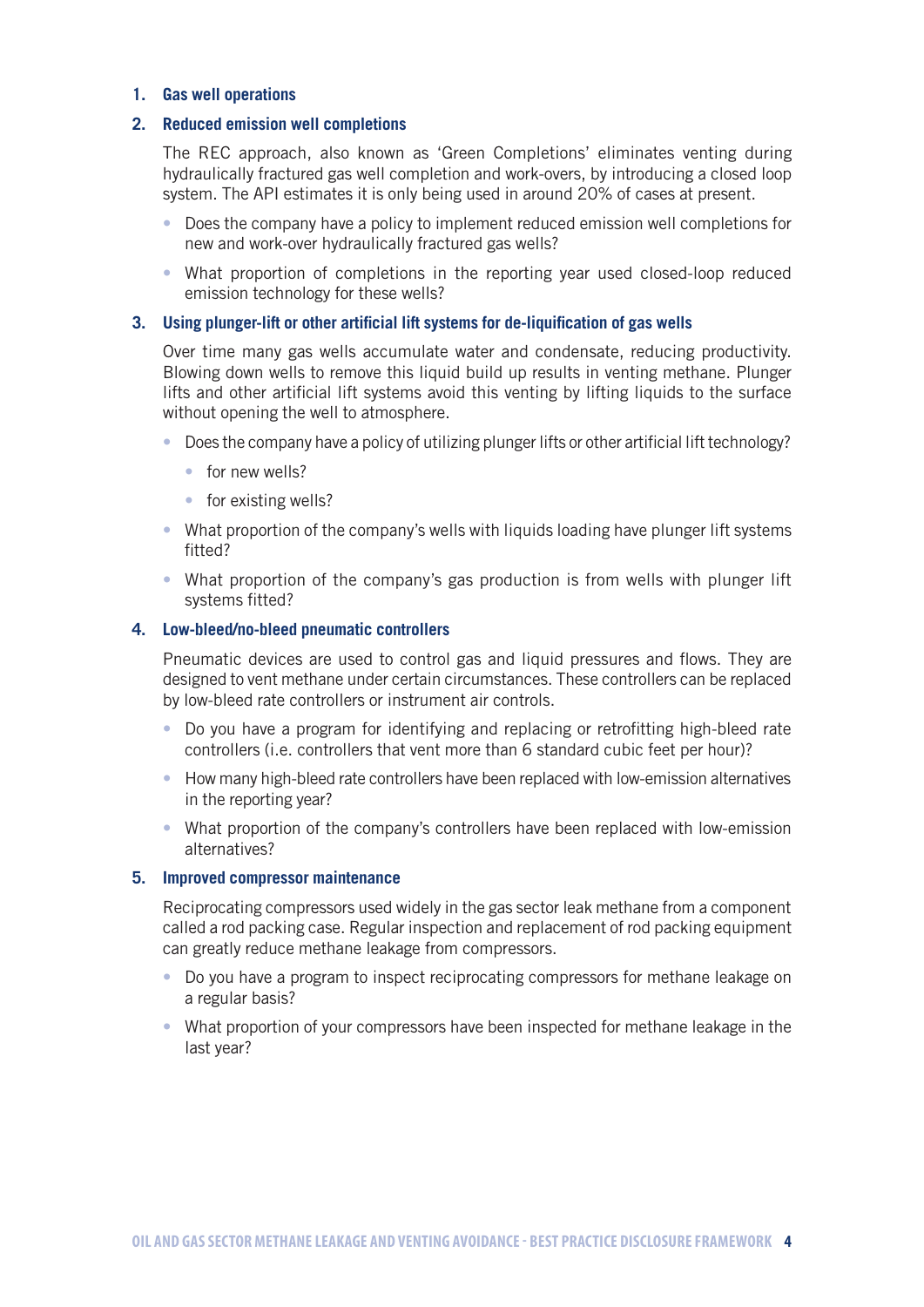1. **Gas well operations**

2. **Reduced emission well completions**

   The REC approach, also known as 'Green Completions' eliminates venting during hydraulically fractured gas well completion and work-overs, by introducing a closed loop system. The API estimates it is only being used in around 20% of cases at present.

   - Does the company have a policy to implement reduced emission well completions for new and work-over hydraulically fractured gas wells?
   - What proportion of completions in the reporting year used closed-loop reduced emission technology for these wells?

3. **Using plunger-lift or other artificial lift systems for de-liquification of gas wells**

   Over time many gas wells accumulate water and condensate, reducing productivity. Blowing down wells to remove this liquid build up results in venting methane. Plunger lifts and other artificial lift systems avoid this venting by lifting liquids to the surface without opening the well to atmosphere.

   - Does the company have a policy of utilizing plunger lifts or other artificial lift technology?
     - for new wells?
     - for existing wells?
   - What proportion of the company's wells with liquids loading have plunger lift systems fitted?
   - What proportion of the company's gas production is from wells with plunger lift systems fitted?

4. **Low-bleed/no-bleed pneumatic controllers**

   Pneumatic devices are used to control gas and liquid pressures and flows. They are designed to vent methane under certain circumstances. These controllers can be replaced by low-bleed rate controllers or instrument air controls.

   - Do you have a program for identifying and replacing or retrofitting high-bleed rate controllers (i.e. controllers that vent more than 6 standard cubic feet per hour)?
   - How many high-bleed rate controllers have been replaced with low-emission alternatives in the reporting year?
   - What proportion of the company's controllers have been replaced with low-emission alternatives?

5. **Improved compressor maintenance**

   Reciprocating compressors used widely in the gas sector leak methane from a component called a rod packing case. Regular inspection and replacement of rod packing equipment can greatly reduce methane leakage from compressors.

   - Do you have a program to inspect reciprocating compressors for methane leakage on a regular basis?
   - What proportion of your compressors have been inspected for methane leakage in the last year?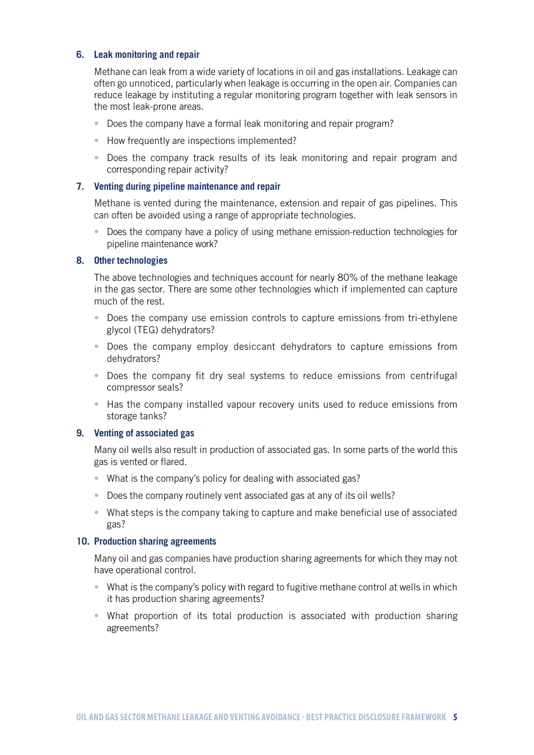### 6. Leak monitoring and repair

Methane can leak from a wide variety of locations in oil and gas installations. Leakage can often go unnoticed, particularly when leakage is occurring in the open air. Companies can reduce leakage by instituting a regular monitoring program together with leak sensors in the most leak-prone areas.

- Does the company have a formal leak monitoring and repair program?
- How frequently are inspections implemented?
- Does the company track results of its leak monitoring and repair program and corresponding repair activity?

### 7. Venting during pipeline maintenance and repair

Methane is vented during the maintenance, extension and repair of gas pipelines. This can often be avoided using a range of appropriate technologies.

- Does the company have a policy of using methane emission-reduction technologies for pipeline maintenance work?

### 8. Other technologies

The above technologies and techniques account for nearly 80% of the methane leakage in the gas sector. There are some other technologies which if implemented can capture much of the rest.

- Does the company use emission controls to capture emissions from tri-ethylene glycol (TEG) dehydrators?
- Does the company employ desiccant dehydrators to capture emissions from dehydrators?
- Does the company fit dry seal systems to reduce emissions from centrifugal compressor seals?
- Has the company installed vapour recovery units used to reduce emissions from storage tanks?

### 9. Venting of associated gas

Many oil wells also result in production of associated gas. In some parts of the world this gas is vented or flared.

- What is the company's policy for dealing with associated gas?
- Does the company routinely vent associated gas at any of its oil wells?
- What steps is the company taking to capture and make beneficial use of associated gas?

### 10. Production sharing agreements

Many oil and gas companies have production sharing agreements for which they may not have operational control.

- What is the company's policy with regard to fugitive methane control at wells in which it has production sharing agreements?
- What proportion of its total production is associated with production sharing agreements?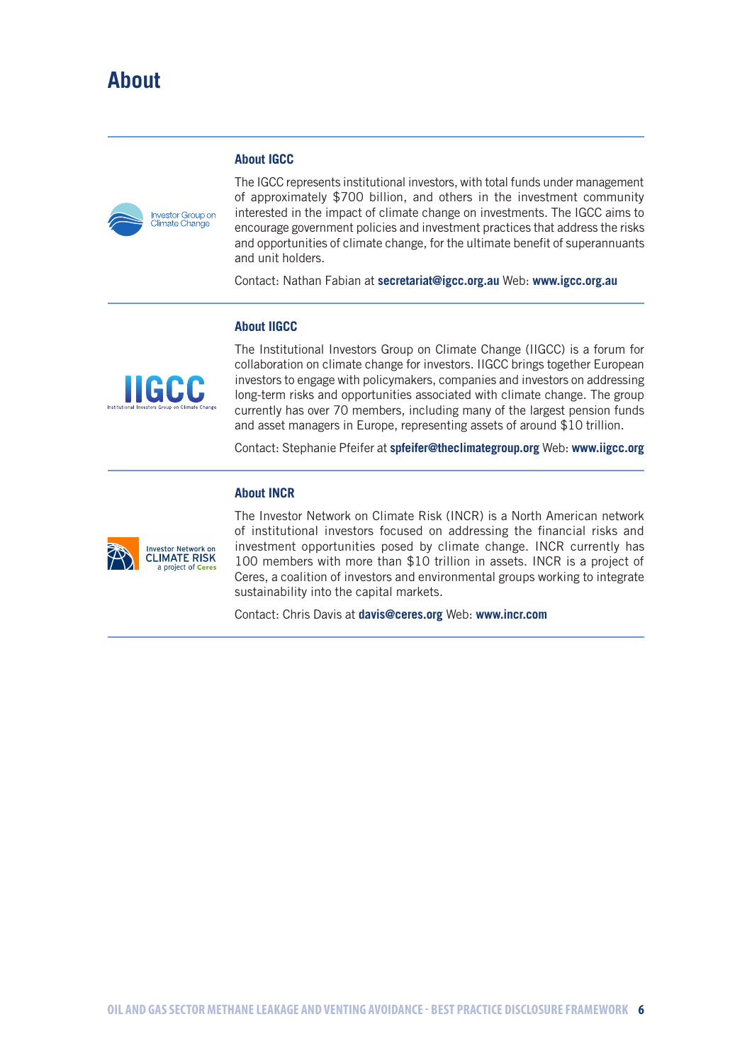# About

## About IGCC

The IGCC represents institutional investors, with total funds under management of approximately $700 billion, and others in the investment community interested in the impact of climate change on investments. The IGCC aims to encourage government policies and investment practices that address the risks and opportunities of climate change, for the ultimate benefit of superannuants and unit holders.

Contact: Nathan Fabian at **secretariat@igcc.org.au** Web: **www.igcc.org.au**

## About IIGCC

The Institutional Investors Group on Climate Change (IIGCC) is a forum for collaboration on climate change for investors. IIGCC brings together European investors to engage with policymakers, companies and investors on addressing long-term risks and opportunities associated with climate change. The group currently has over 70 members, including many of the largest pension funds and asset managers in Europe, representing assets of around $10 trillion.

Contact: Stephanie Pfeifer at **spfeifer@theclimategroup.org** Web: **www.iigcc.org**

## About INCR

The Investor Network on Climate Risk (INCR) is a North American network of institutional investors focused on addressing the financial risks and investment opportunities posed by climate change. INCR currently has 100 members with more than $10 trillion in assets. INCR is a project of Ceres, a coalition of investors and environmental groups working to integrate sustainability into the capital markets.

Contact: Chris Davis at **davis@ceres.org** Web: **www.incr.com**